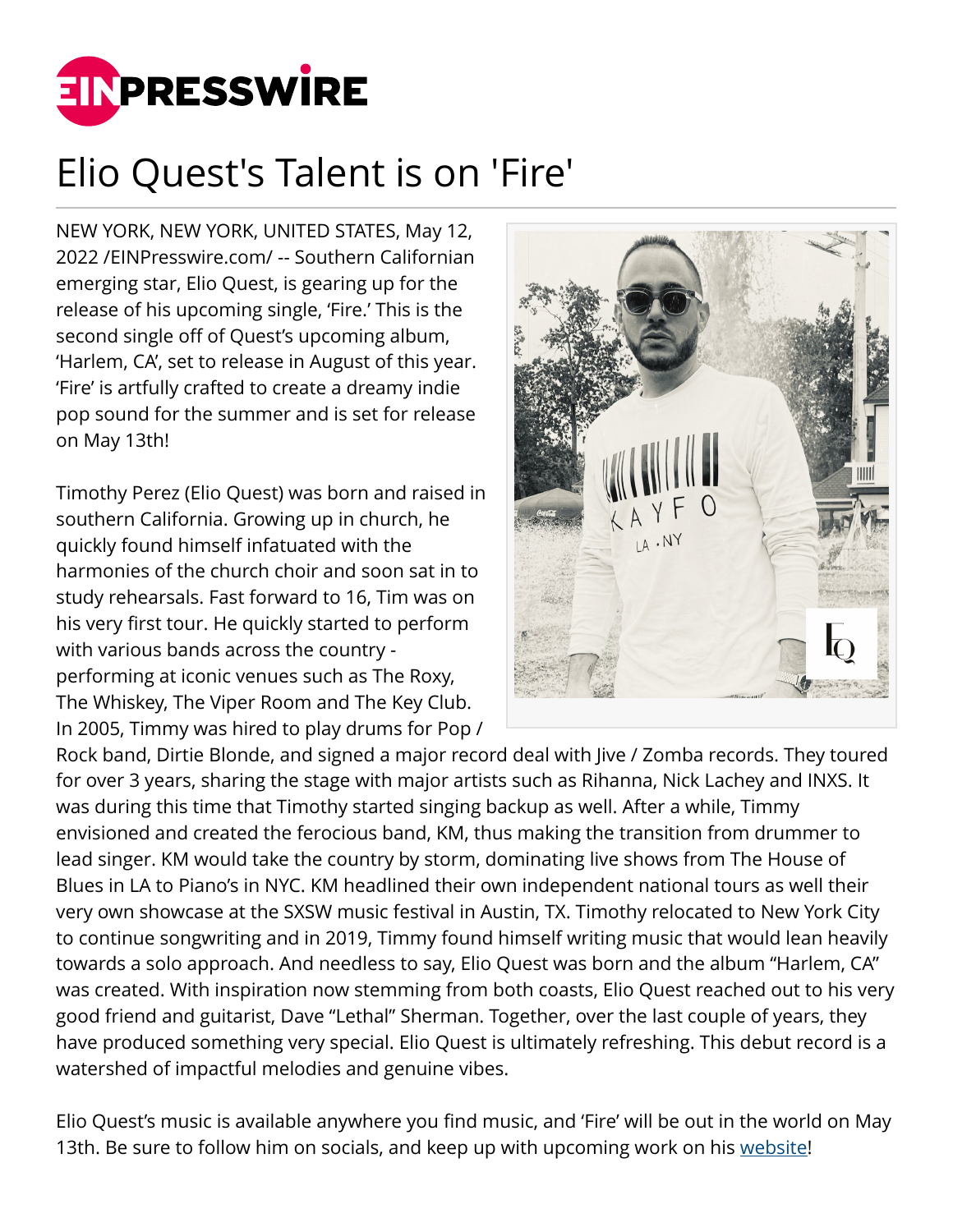# Elio Quest's Talent is on 'Fire'

NEW YORK, NEW YORK, UNITED STATES, May 12, 2022 /EINPresswire.com/ -- Southern Californian emerging star, Elio Quest, is gearing up for the release of his upcoming single, 'Fire.' This is the second single off of Quest's upcoming album, 'Harlem, CA', set to release in August of this year. 'Fire' is artfully crafted to create a dreamy indie pop sound for the summer and is set for release on May 13th!

Timothy Perez (Elio Quest) was born and raised in southern California. Growing up in church, he quickly found himself infatuated with the harmonies of the church choir and soon sat in to study rehearsals. Fast forward to 16, Tim was on his very first tour. He quickly started to perform with various bands across the country - performing at iconic venues such as The Roxy, The Whiskey, The Viper Room and The Key Club. In 2005, Timmy was hired to play drums for Pop / Rock band, Dirtie Blonde, and signed a major record deal with Jive / Zomba records. They toured for over 3 years, sharing the stage with major artists such as Rihanna, Nick Lachey and INXS. It was during this time that Timothy started singing backup as well. After a while, Timmy envisioned and created the ferocious band, KM, thus making the transition from drummer to lead singer. KM would take the country by storm, dominating live shows from The House of Blues in LA to Piano's in NYC. KM headlined their own independent national tours as well their very own showcase at the SXSW music festival in Austin, TX. Timothy relocated to New York City to continue songwriting and in 2019, Timmy found himself writing music that would lean heavily towards a solo approach. And needless to say, Elio Quest was born and the album "Harlem, CA" was created. With inspiration now stemming from both coasts, Elio Quest reached out to his very good friend and guitarist, Dave "Lethal" Sherman. Together, over the last couple of years, they have produced something very special. Elio Quest is ultimately refreshing. This debut record is a watershed of impactful melodies and genuine vibes.

Elio Quest's music is available anywhere you find music, and 'Fire' will be out in the world on May 13th. Be sure to follow him on socials, and keep up with upcoming work on his website!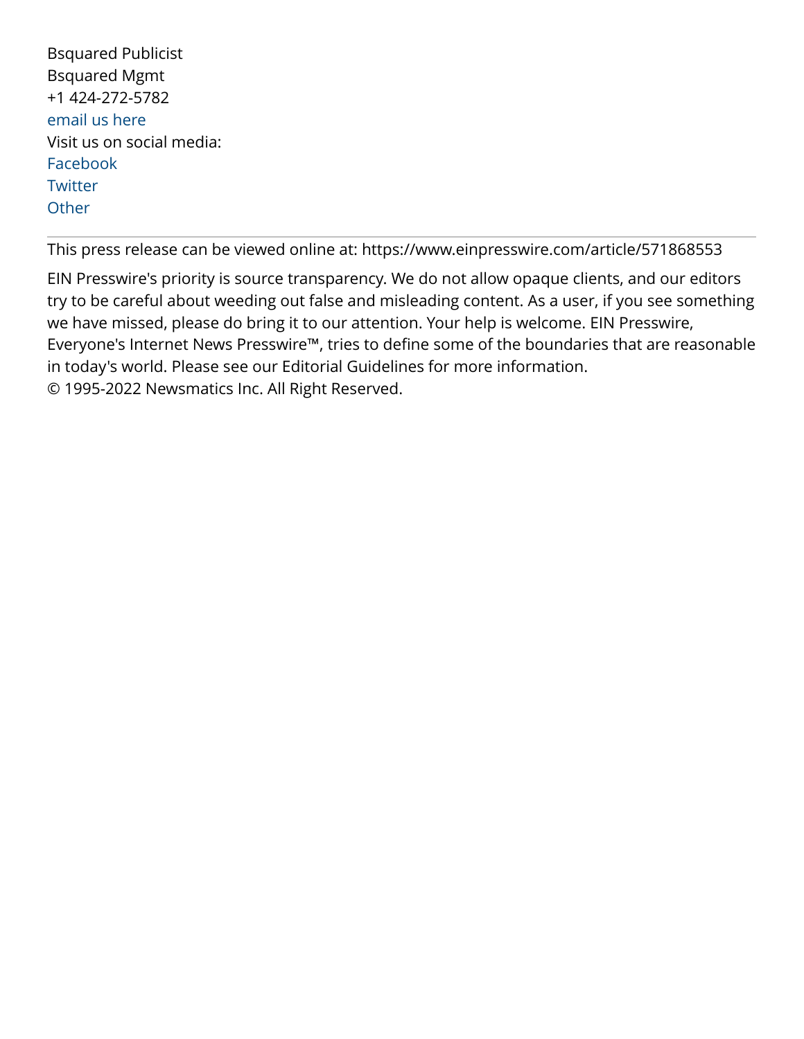Bsquared Publicist
Bsquared Mgmt
+1 424-272-5782
email us here
Visit us on social media:
Facebook
Twitter
Other

---

This press release can be viewed online at: https://www.einpresswire.com/article/571868553

EIN Presswire's priority is source transparency. We do not allow opaque clients, and our editors try to be careful about weeding out false and misleading content. As a user, if you see something we have missed, please do bring it to our attention. Your help is welcome. EIN Presswire, Everyone's Internet News Presswire™, tries to define some of the boundaries that are reasonable in today's world. Please see our Editorial Guidelines for more information.
© 1995-2022 Newsmatics Inc. All Right Reserved.